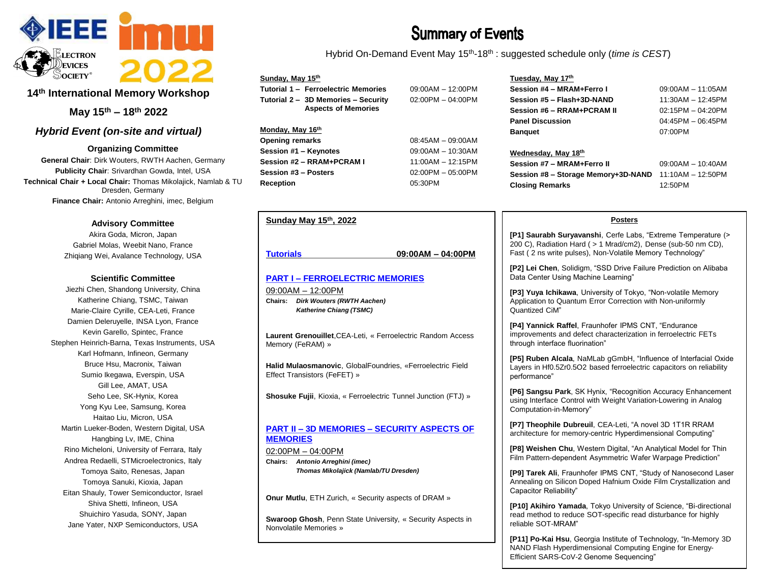# 14th International Memory Workshop

## May 15th – 18th 2022

### *Hybrid Event (on-site and virtual)*

### Organizing Committee

**General Chair**: Dirk Wouters, RWTH Aachen, Germany
**Publicity Chair**: Srivardhan Gowda, Intel, USA
**Technical Chair + Local Chair:** Thomas Mikolajick, Namlab & TU Dresden, Germany
**Finance Chair:** Antonio Arreghini, imec, Belgium

### Advisory Committee

Akira Goda, Micron, Japan
Gabriel Molas, Weebit Nano, France
Zhiqiang Wei, Avalance Technology, USA

### Scientific Committee

Jiezhi Chen, Shandong University, China
Katherine Chiang, TSMC, Taiwan
Marie-Claire Cyrille, CEA-Leti, France
Damien Deleruyelle, INSA Lyon, France
Kevin Garello, Spintec, France
Stephen Heinrich-Barna, Texas Instruments, USA
Karl Hofmann, Infineon, Germany
Bruce Hsu, Macronix, Taiwan
Sumio Ikegawa, Everspin, USA
Gill Lee, AMAT, USA
Seho Lee, SK-Hynix, Korea
Yong Kyu Lee, Samsung, Korea
Haitao Liu, Micron, USA
Martin Lueker-Boden, Western Digital, USA
Hangbing Lv, IME, China
Rino Micheloni, University of Ferrara, Italy
Andrea Redaelli, STMicroelectronics, Italy
Tomoya Saito, Renesas, Japan
Tomoya Sanuki, Kioxia, Japan
Eitan Shauly, Tower Semiconductor, Israel
Shiva Shetti, Infineon, USA
Shuichiro Yasuda, SONY, Japan
Jane Yater, NXP Semiconductors, USA

# Summary of Events

Hybrid On-Demand Event May 15th-18th : suggested schedule only (*time is CEST*)

**Sunday, May 15th**

| | |
|---|---|
| **Tutorial 1 – Ferroelectric Memories** | 09:00AM – 12:00PM |
| **Tutorial 2 – 3D Memories – Security Aspects of Memories** | 02:00PM – 04:00PM |

**Monday, May 16th**

| | |
|---|---|
| **Opening remarks** | 08:45AM – 09:00AM |
| **Session #1 – Keynotes** | 09:00AM – 10:30AM |
| **Session #2 – RRAM+PCRAM I** | 11:00AM – 12:15PM |
| **Session #3 – Posters** | 02:00PM – 05:00PM |
| **Reception** | 05:30PM |

**Tuesday, May 17th**

| | |
|---|---|
| **Session #4 – MRAM+Ferro I** | 09:00AM – 11:05AM |
| **Session #5 – Flash+3D-NAND** | 11:30AM – 12:45PM |
| **Session #6 – RRAM+PCRAM II** | 02:15PM – 04:20PM |
| **Panel Discussion** | 04:45PM – 06:45PM |
| **Banquet** | 07:00PM |

**Wednesday, May 18th**

| | |
|---|---|
| **Session #7 – MRAM+Ferro II** | 09:00AM – 10:40AM |
| **Session #8 – Storage Memory+3D-NAND** | 11:10AM – 12:50PM |
| **Closing Remarks** | 12:50PM |

## Sunday May 15th, 2022

**Tutorials** **09:00AM – 04:00PM**

### PART I – FERROELECTRIC MEMORIES

09:00AM – 12:00PM

**Chairs:** ***Dirk Wouters (RWTH Aachen)***
***Katherine Chiang (TSMC)***

**Laurent Grenouillet**,CEA-Leti, « Ferroelectric Random Access Memory (FeRAM) »

**Halid Mulaosmanovic**, GlobalFoundries, «Ferroelectric Field Effect Transistors (FeFET) »

**Shosuke Fujii**, Kioxia, « Ferroelectric Tunnel Junction (FTJ) »

### PART II – 3D MEMORIES – SECURITY ASPECTS OF MEMORIES

02:00PM – 04:00PM

**Chairs:** ***Antonio Arreghini (imec)***
***Thomas Mikolajick (Namlab/TU Dresden)***

**Onur Mutlu**, ETH Zurich, « Security aspects of DRAM »

**Swaroop Ghosh**, Penn State University, « Security Aspects in Nonvolatile Memories »

## Posters

**[P1] Saurabh Suryavanshi**, Cerfe Labs, "Extreme Temperature (> 200 C), Radiation Hard ( > 1 Mrad/cm2), Dense (sub-50 nm CD), Fast ( 2 ns write pulses), Non-Volatile Memory Technology"

**[P2] Lei Chen**, Solidigm, "SSD Drive Failure Prediction on Alibaba Data Center Using Machine Learning"

**[P3] Yuya Ichikawa**, University of Tokyo, "Non-volatile Memory Application to Quantum Error Correction with Non-uniformly Quantized CiM"

**[P4] Yannick Raffel**, Fraunhofer IPMS CNT, "Endurance improvements and defect characterization in ferroelectric FETs through interface fluorination"

**[P5] Ruben Alcala**, NaMLab gGmbH, "Influence of Interfacial Oxide Layers in Hf0.5Zr0.5O2 based ferroelectric capacitors on reliability performance"

**[P6] Sangsu Park**, SK Hynix, "Recognition Accuracy Enhancement using Interface Control with Weight Variation-Lowering in Analog Computation-in-Memory"

**[P7] Theophile Dubreuil**, CEA-Leti, "A novel 3D 1T1R RRAM architecture for memory-centric Hyperdimensional Computing"

**[P8] Weishen Chu**, Western Digital, "An Analytical Model for Thin Film Pattern-dependent Asymmetric Wafer Warpage Prediction"

**[P9] Tarek Ali**, Fraunhofer IPMS CNT, "Study of Nanosecond Laser Annealing on Silicon Doped Hafnium Oxide Film Crystallization and Capacitor Reliability"

**[P10] Akihiro Yamada**, Tokyo University of Science, "Bi-directional read method to reduce SOT-specific read disturbance for highly reliable SOT-MRAM"

**[P11] Po-Kai Hsu**, Georgia Institute of Technology, "In-Memory 3D NAND Flash Hyperdimensional Computing Engine for Energy-Efficient SARS-CoV-2 Genome Sequencing"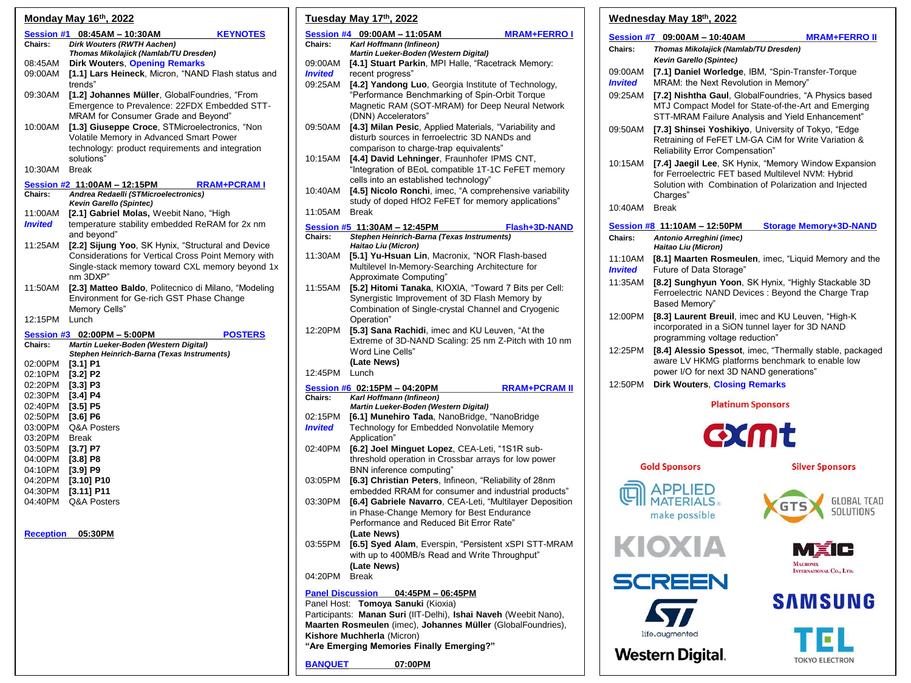## Monday May 16th, 2022

**Session #1 08:45AM – 10:30AM KEYNOTES**

**Chairs:** *Dirk Wouters (RWTH Aachen)*
*Thomas Mikolajick (Namlab/TU Dresden)*

08:45AM **Dirk Wouters**, **Opening Remarks**

09:00AM **[1.1] Lars Heineck**, Micron, "NAND Flash status and trends"

09:30AM **[1.2] Johannes Müller**, GlobalFoundries, "From Emergence to Prevalence: 22FDX Embedded STT-MRAM for Consumer Grade and Beyond"

10:00AM **[1.3] Giuseppe Croce**, STMicroelectronics, "Non Volatile Memory in Advanced Smart Power technology: product requirements and integration solutions"

10:30AM Break

**Session #2 11:00AM – 12:15PM RRAM+PCRAM I**

**Chairs:** *Andrea Redaelli (STMicroelectronics)*
*Kevin Garello (Spintec)*

11:00AM *Invited* **[2.1] Gabriel Molas,** Weebit Nano, "High temperature stability embedded ReRAM for 2x nm and beyond"

11:25AM **[2.2] Sijung Yoo**, SK Hynix, "Structural and Device Considerations for Vertical Cross Point Memory with Single-stack memory toward CXL memory beyond 1x nm 3DXP"

11:50AM **[2.3] Matteo Baldo**, Politecnico di Milano, "Modeling Environment for Ge-rich GST Phase Change Memory Cells"

12:15PM Lunch

**Session #3 02:00PM – 5:00PM POSTERS**

**Chairs:** *Martin Lueker-Boden (Western Digital)*
*Stephen Heinrich-Barna (Texas Instruments)*

02:00PM **[3.1] P1**
02:10PM **[3.2] P2**
02:20PM **[3.3] P3**
02:30PM **[3.4] P4**
02:40PM **[3.5] P5**
02:50PM **[3.6] P6**
03:00PM Q&A Posters
03:20PM Break
03:50PM **[3.7] P7**
04:00PM **[3.8] P8**
04:10PM **[3.9] P9**
04:20PM **[3.10] P10**
04:30PM **[3.11] P11**
04:40PM Q&A Posters

**Reception 05:30PM**

## Tuesday May 17th, 2022

**Session #4 09:00AM – 11:05AM MRAM+FERRO I**

**Chairs:** *Karl Hoffmann (Infineon)*
*Martin Lueker-Boden (Western Digital)*

09:00AM *Invited* **[4.1] Stuart Parkin**, MPI Halle, "Racetrack Memory: recent progress"

09:25AM **[4.2] Yandong Luo**, Georgia Institute of Technology, "Performance Benchmarking of Spin-Orbit Torque Magnetic RAM (SOT-MRAM) for Deep Neural Network (DNN) Accelerators"

09:50AM **[4.3] Milan Pesic**, Applied Materials, "Variability and disturb sources in ferroelectric 3D NANDs and comparison to charge-trap equivalents"

10:15AM **[4.4] David Lehninger**, Fraunhofer IPMS CNT, "Integration of BEoL compatible 1T-1C FeFET memory cells into an established technology"

10:40AM **[4.5] Nicolo Ronchi**, imec, "A comprehensive variability study of doped HfO2 FeFET for memory applications"

11:05AM Break

**Session #5 11:30AM – 12:45PM Flash+3D-NAND**

**Chairs:** *Stephen Heinrich-Barna (Texas Instruments)*
*Haitao Liu (Micron)*

11:30AM **[5.1] Yu-Hsuan Lin**, Macronix, "NOR Flash-based Multilevel In-Memory-Searching Architecture for Approximate Computing"

11:55AM **[5.2] Hitomi Tanaka**, KIOXIA, "Toward 7 Bits per Cell: Synergistic Improvement of 3D Flash Memory by Combination of Single-crystal Channel and Cryogenic Operation"

12:20PM **[5.3] Sana Rachidi**, imec and KU Leuven, "At the Extreme of 3D-NAND Scaling: 25 nm Z-Pitch with 10 nm Word Line Cells"
**(Late News)**

12:45PM Lunch

**Session #6 02:15PM – 04:20PM RRAM+PCRAM II**

**Chairs:** *Karl Hoffmann (Infineon)*
*Martin Lueker-Boden (Western Digital)*

02:15PM *Invited* **[6.1] Munehiro Tada**, NanoBridge, "NanoBridge Technology for Embedded Nonvolatile Memory Application"

02:40PM **[6.2] Joel Minguet Lopez**, CEA-Leti, "1S1R sub-threshold operation in Crossbar arrays for low power BNN inference computing"

03:05PM **[6.3] Christian Peters**, Infineon, "Reliability of 28nm embedded RRAM for consumer and industrial products"

03:30PM **[6.4] Gabriele Navarro**, CEA-Leti, "Multilayer Deposition in Phase-Change Memory for Best Endurance Performance and Reduced Bit Error Rate"
**(Late News)**

03:55PM **[6.5] Syed Alam**, Everspin, "Persistent xSPI STT-MRAM with up to 400MB/s Read and Write Throughput"
**(Late News)**

04:20PM Break

**Panel Discussion 04:45PM – 06:45PM**

Panel Host: **Tomoya Sanuki** (Kioxia)
Participants: **Manan Suri** (IIT-Delhi), **Ishai Naveh** (Weebit Nano), **Maarten Rosmeulen** (imec), **Johannes Müller** (GlobalFoundries), **Kishore Muchherla** (Micron)
**"Are Emerging Memories Finally Emerging?"**

**BANQUET 07:00PM**

## Wednesday May 18th, 2022

**Session #7 09:00AM – 10:40AM MRAM+FERRO II**

**Chairs:** *Thomas Mikolajick (Namlab/TU Dresden)*
*Kevin Garello (Spintec)*

09:00AM *Invited* **[7.1] Daniel Worledge**, IBM, "Spin-Transfer-Torque MRAM: the Next Revolution in Memory"

09:25AM **[7.2] Nishtha Gaul**, GlobalFoundries, "A Physics based MTJ Compact Model for State-of-the-Art and Emerging STT-MRAM Failure Analysis and Yield Enhancement"

09:50AM **[7.3] Shinsei Yoshikiyo**, University of Tokyo, "Edge Retraining of FeFET LM-GA CiM for Write Variation & Reliability Error Compensation"

10:15AM **[7.4] Jaegil Lee**, SK Hynix, "Memory Window Expansion for Ferroelectric FET based Multilevel NVM: Hybrid Solution with Combination of Polarization and Injected Charges"

10:40AM Break

**Session #8 11:10AM – 12:50PM Storage Memory+3D-NAND**

**Chairs:** *Antonio Arreghini (imec)*
*Haitao Liu (Micron)*

11:10AM *Invited* **[8.1] Maarten Rosmeulen**, imec, "Liquid Memory and the Future of Data Storage"

11:35AM **[8.2] Sunghyun Yoon**, SK Hynix, "Highly Stackable 3D Ferroelectric NAND Devices : Beyond the Charge Trap Based Memory"

12:00PM **[8.3] Laurent Breuil**, imec and KU Leuven, "High-K incorporated in a SiON tunnel layer for 3D NAND programming voltage reduction"

12:25PM **[8.4] Alessio Spessot**, imec, "Thermally stable, packaged aware LV HKMG platforms benchmark to enable low power I/O for next 3D NAND generations"

12:50PM **Dirk Wouters**, **Closing Remarks**

**Platinum Sponsors**

cxmt

**Gold Sponsors**

APPLIED MATERIALS make possible
KIOXIA
SCREEN
ST life.augmented
Western Digital.

**Silver Sponsors**

GTS GLOBAL TCAD SOLUTIONS
MXIC Macronix International Co., Ltd.
SAMSUNG
TEL TOKYO ELECTRON